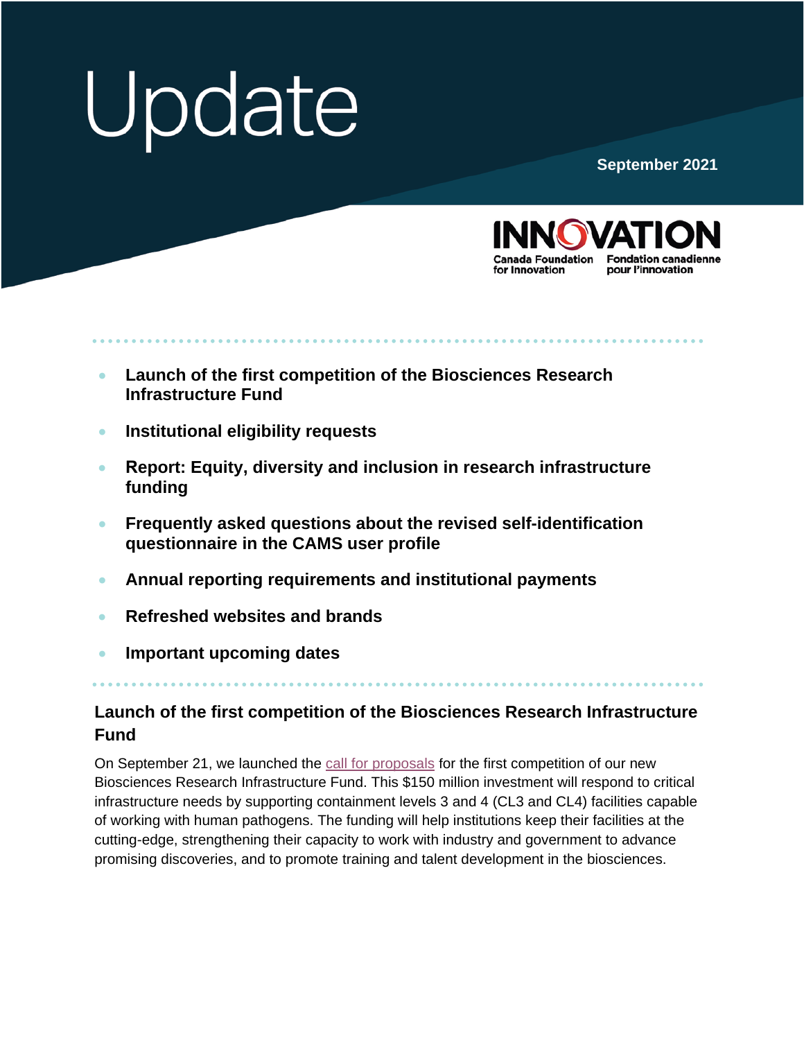# Update

September 2021

INNOVATION
Canada Foundation for Innovation | Fondation canadienne pour l'innovation

- **Launch of the first competition of the Biosciences Research Infrastructure Fund**
- **Institutional eligibility requests**
- **Report: Equity, diversity and inclusion in research infrastructure funding**
- **Frequently asked questions about the revised self-identification questionnaire in the CAMS user profile**
- **Annual reporting requirements and institutional payments**
- **Refreshed websites and brands**
- **Important upcoming dates**

## Launch of the first competition of the Biosciences Research Infrastructure Fund

On September 21, we launched the call for proposals for the first competition of our new Biosciences Research Infrastructure Fund. This $150 million investment will respond to critical infrastructure needs by supporting containment levels 3 and 4 (CL3 and CL4) facilities capable of working with human pathogens. The funding will help institutions keep their facilities at the cutting-edge, strengthening their capacity to work with industry and government to advance promising discoveries, and to promote training and talent development in the biosciences.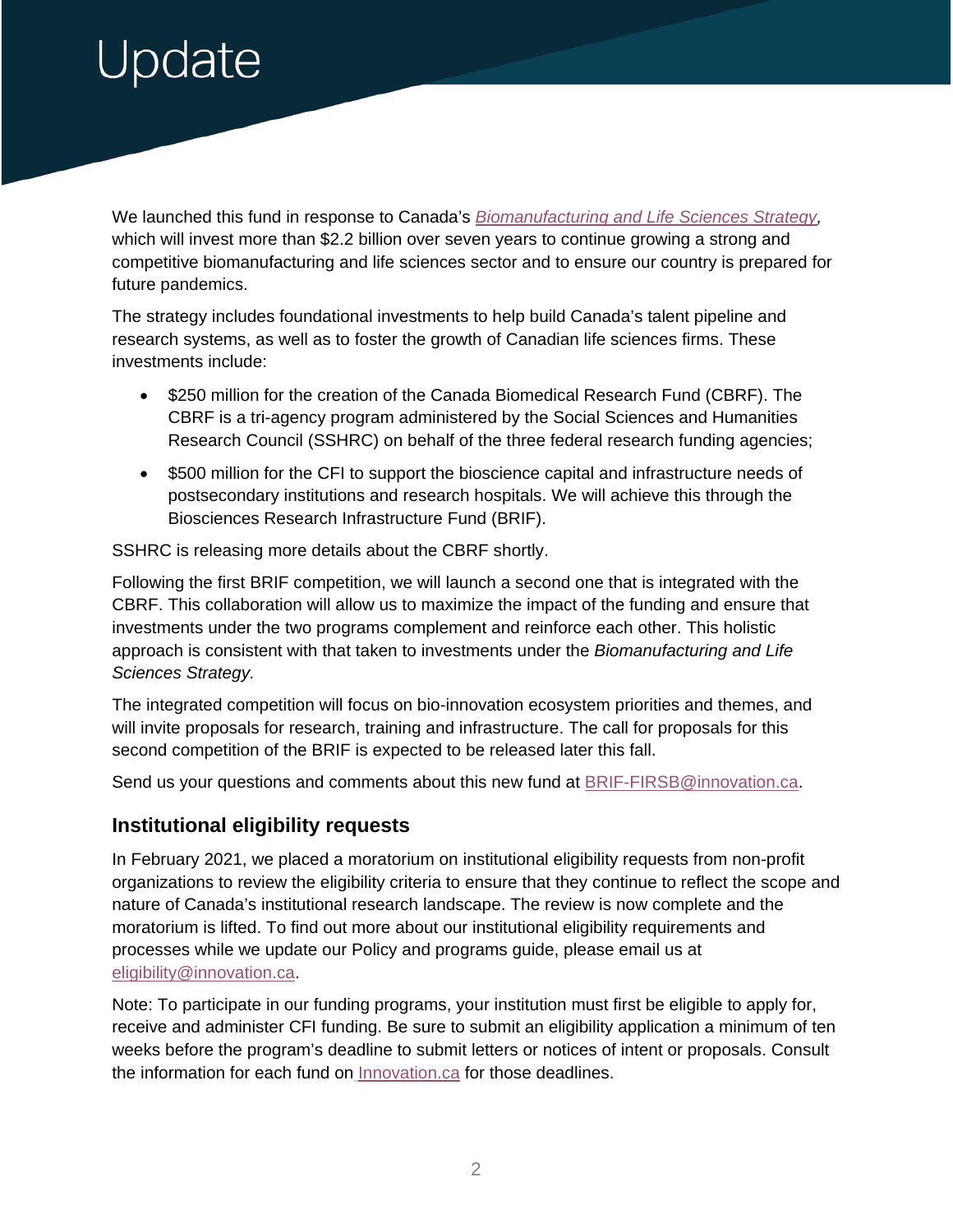# Update

We launched this fund in response to Canada's *Biomanufacturing and Life Sciences Strategy,* which will invest more than $2.2 billion over seven years to continue growing a strong and competitive biomanufacturing and life sciences sector and to ensure our country is prepared for future pandemics.

The strategy includes foundational investments to help build Canada's talent pipeline and research systems, as well as to foster the growth of Canadian life sciences firms. These investments include:

- $250 million for the creation of the Canada Biomedical Research Fund (CBRF). The CBRF is a tri-agency program administered by the Social Sciences and Humanities Research Council (SSHRC) on behalf of the three federal research funding agencies;
- $500 million for the CFI to support the bioscience capital and infrastructure needs of postsecondary institutions and research hospitals. We will achieve this through the Biosciences Research Infrastructure Fund (BRIF).

SSHRC is releasing more details about the CBRF shortly.

Following the first BRIF competition, we will launch a second one that is integrated with the CBRF. This collaboration will allow us to maximize the impact of the funding and ensure that investments under the two programs complement and reinforce each other. This holistic approach is consistent with that taken to investments under the *Biomanufacturing and Life Sciences Strategy.*

The integrated competition will focus on bio-innovation ecosystem priorities and themes, and will invite proposals for research, training and infrastructure. The call for proposals for this second competition of the BRIF is expected to be released later this fall.

Send us your questions and comments about this new fund at BRIF-FIRSB@innovation.ca.

## Institutional eligibility requests

In February 2021, we placed a moratorium on institutional eligibility requests from non-profit organizations to review the eligibility criteria to ensure that they continue to reflect the scope and nature of Canada's institutional research landscape. The review is now complete and the moratorium is lifted. To find out more about our institutional eligibility requirements and processes while we update our Policy and programs guide, please email us at eligibility@innovation.ca.

Note: To participate in our funding programs, your institution must first be eligible to apply for, receive and administer CFI funding. Be sure to submit an eligibility application a minimum of ten weeks before the program's deadline to submit letters or notices of intent or proposals. Consult the information for each fund on Innovation.ca for those deadlines.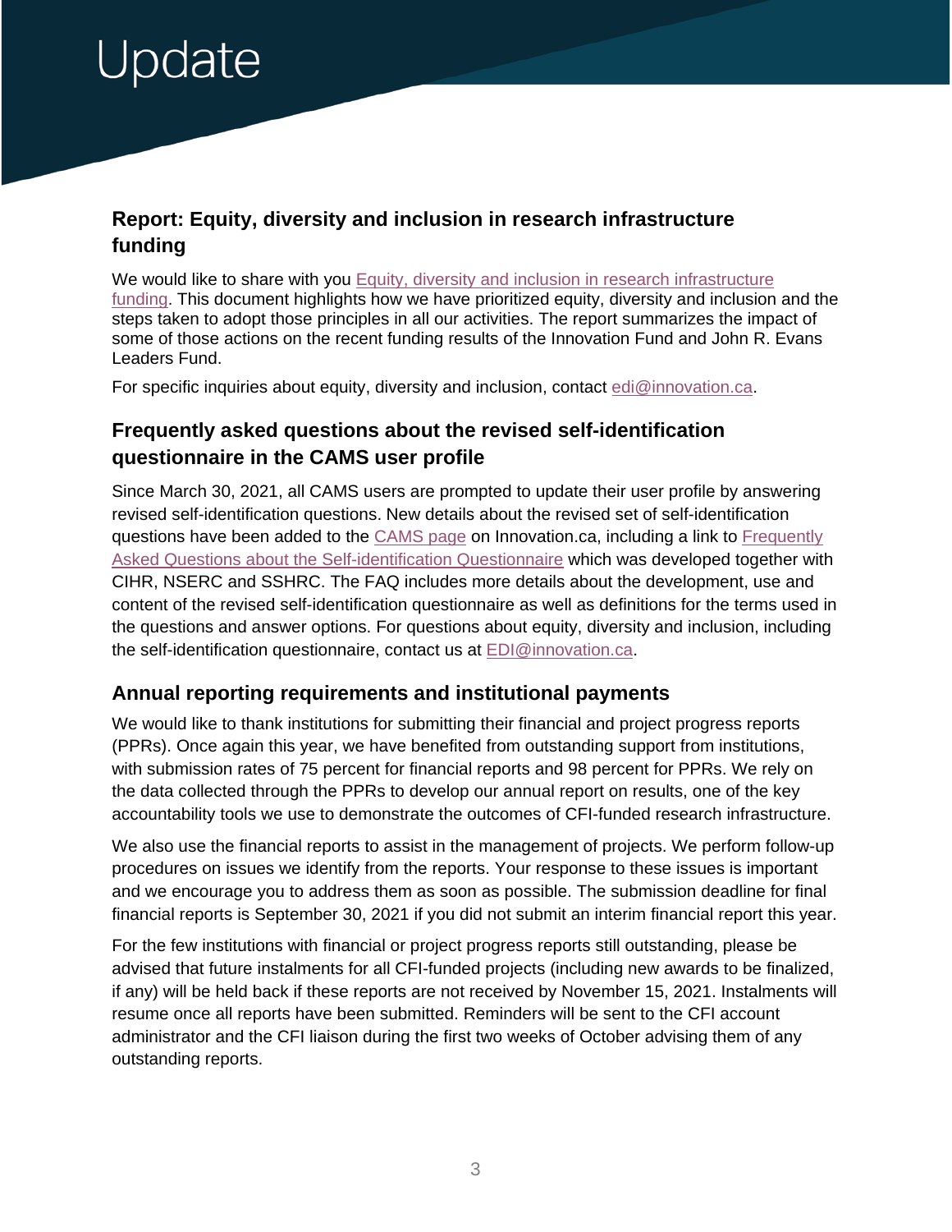# Update

## Report: Equity, diversity and inclusion in research infrastructure funding

We would like to share with you Equity, diversity and inclusion in research infrastructure funding. This document highlights how we have prioritized equity, diversity and inclusion and the steps taken to adopt those principles in all our activities. The report summarizes the impact of some of those actions on the recent funding results of the Innovation Fund and John R. Evans Leaders Fund.

For specific inquiries about equity, diversity and inclusion, contact edi@innovation.ca.

## Frequently asked questions about the revised self-identification questionnaire in the CAMS user profile

Since March 30, 2021, all CAMS users are prompted to update their user profile by answering revised self-identification questions. New details about the revised set of self-identification questions have been added to the CAMS page on Innovation.ca, including a link to Frequently Asked Questions about the Self-identification Questionnaire which was developed together with CIHR, NSERC and SSHRC. The FAQ includes more details about the development, use and content of the revised self-identification questionnaire as well as definitions for the terms used in the questions and answer options. For questions about equity, diversity and inclusion, including the self-identification questionnaire, contact us at EDI@innovation.ca.

## Annual reporting requirements and institutional payments

We would like to thank institutions for submitting their financial and project progress reports (PPRs). Once again this year, we have benefited from outstanding support from institutions, with submission rates of 75 percent for financial reports and 98 percent for PPRs. We rely on the data collected through the PPRs to develop our annual report on results, one of the key accountability tools we use to demonstrate the outcomes of CFI-funded research infrastructure.

We also use the financial reports to assist in the management of projects. We perform follow-up procedures on issues we identify from the reports. Your response to these issues is important and we encourage you to address them as soon as possible. The submission deadline for final financial reports is September 30, 2021 if you did not submit an interim financial report this year.

For the few institutions with financial or project progress reports still outstanding, please be advised that future instalments for all CFI-funded projects (including new awards to be finalized, if any) will be held back if these reports are not received by November 15, 2021. Instalments will resume once all reports have been submitted. Reminders will be sent to the CFI account administrator and the CFI liaison during the first two weeks of October advising them of any outstanding reports.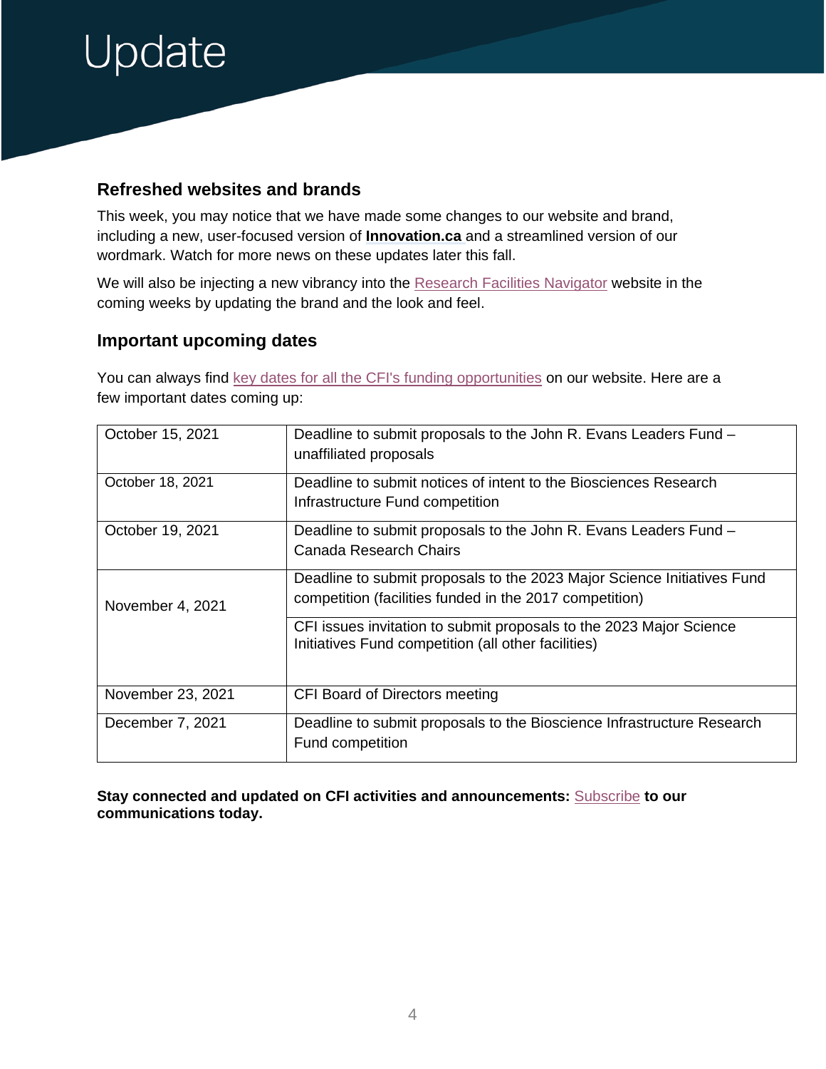# Update

## Refreshed websites and brands

This week, you may notice that we have made some changes to our website and brand, including a new, user-focused version of **Innovation.ca** and a streamlined version of our wordmark. Watch for more news on these updates later this fall.

We will also be injecting a new vibrancy into the Research Facilities Navigator website in the coming weeks by updating the brand and the look and feel.

## Important upcoming dates

You can always find key dates for all the CFI's funding opportunities on our website. Here are a few important dates coming up:

| | |
|---|---|
| October 15, 2021 | Deadline to submit proposals to the John R. Evans Leaders Fund – unaffiliated proposals |
| October 18, 2021 | Deadline to submit notices of intent to the Biosciences Research Infrastructure Fund competition |
| October 19, 2021 | Deadline to submit proposals to the John R. Evans Leaders Fund – Canada Research Chairs |
| November 4, 2021 | Deadline to submit proposals to the 2023 Major Science Initiatives Fund competition (facilities funded in the 2017 competition) |
| | CFI issues invitation to submit proposals to the 2023 Major Science Initiatives Fund competition (all other facilities) |
| November 23, 2021 | CFI Board of Directors meeting |
| December 7, 2021 | Deadline to submit proposals to the Bioscience Infrastructure Research Fund competition |

**Stay connected and updated on CFI activities and announcements:** Subscribe **to our communications today.**